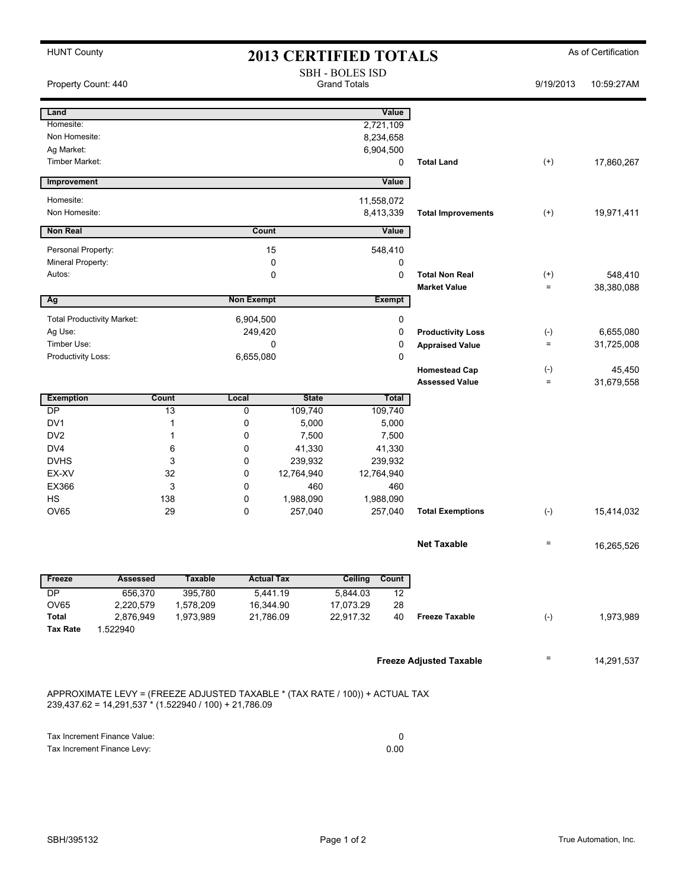HUNT County

# 2013 CERTIFIED TOTALS

As of Certification

SBH - BOLES ISD
Grand Totals

Property Count: 440

9/19/2013 10:59:27AM

| Land | Value | | | |
|---|---|---|---|---|
| Homesite: | 2,721,109 | | | |
| Non Homesite: | 8,234,658 | | | |
| Ag Market: | 6,904,500 | | | |
| Timber Market: | 0 | **Total Land** | (+) | 17,860,267 |

| Improvement | Value | | | |
|---|---|---|---|---|
| Homesite: | 11,558,072 | | | |
| Non Homesite: | 8,413,339 | **Total Improvements** | (+) | 19,971,411 |

| Non Real | Count | Value | | | |
|---|---|---|---|---|---|
| Personal Property: | 15 | 548,410 | | | |
| Mineral Property: | 0 | 0 | | | |
| Autos: | 0 | 0 | **Total Non Real** | (+) | 548,410 |
| | | | **Market Value** | = | 38,380,088 |

| Ag | Non Exempt | Exempt | | | |
|---|---|---|---|---|---|
| Total Productivity Market: | 6,904,500 | 0 | | | |
| Ag Use: | 249,420 | 0 | **Productivity Loss** | (-) | 6,655,080 |
| Timber Use: | 0 | 0 | **Appraised Value** | = | 31,725,008 |
| Productivity Loss: | 6,655,080 | 0 | | | |
| | | | **Homestead Cap** | (-) | 45,450 |
| | | | **Assessed Value** | = | 31,679,558 |

| Exemption | Count | Local | State | Total | | | |
|---|---|---|---|---|---|---|---|
| DP | 13 | 0 | 109,740 | 109,740 | | | |
| DV1 | 1 | 0 | 5,000 | 5,000 | | | |
| DV2 | 1 | 0 | 7,500 | 7,500 | | | |
| DV4 | 6 | 0 | 41,330 | 41,330 | | | |
| DVHS | 3 | 0 | 239,932 | 239,932 | | | |
| EX-XV | 32 | 0 | 12,764,940 | 12,764,940 | | | |
| EX366 | 3 | 0 | 460 | 460 | | | |
| HS | 138 | 0 | 1,988,090 | 1,988,090 | | | |
| OV65 | 29 | 0 | 257,040 | 257,040 | **Total Exemptions** | (-) | 15,414,032 |

**Net Taxable** = 16,265,526

| Freeze | Assessed | Taxable | Actual Tax | Ceiling | Count | | | |
|---|---|---|---|---|---|---|---|---|
| DP | 656,370 | 395,780 | 5,441.19 | 5,844.03 | 12 | | | |
| OV65 | 2,220,579 | 1,578,209 | 16,344.90 | 17,073.29 | 28 | | | |
| **Total** | 2,876,949 | 1,973,989 | 21,786.09 | 22,917.32 | 40 | **Freeze Taxable** | (-) | 1,973,989 |
| **Tax Rate** | 1.522940 | | | | | | | |

**Freeze Adjusted Taxable** = 14,291,537

APPROXIMATE LEVY = (FREEZE ADJUSTED TAXABLE * (TAX RATE / 100)) + ACTUAL TAX
239,437.62 = 14,291,537 * (1.522940 / 100) + 21,786.09

| | |
|---|---|
| Tax Increment Finance Value: | 0 |
| Tax Increment Finance Levy: | 0.00 |

SBH/395132

True Automation, Inc.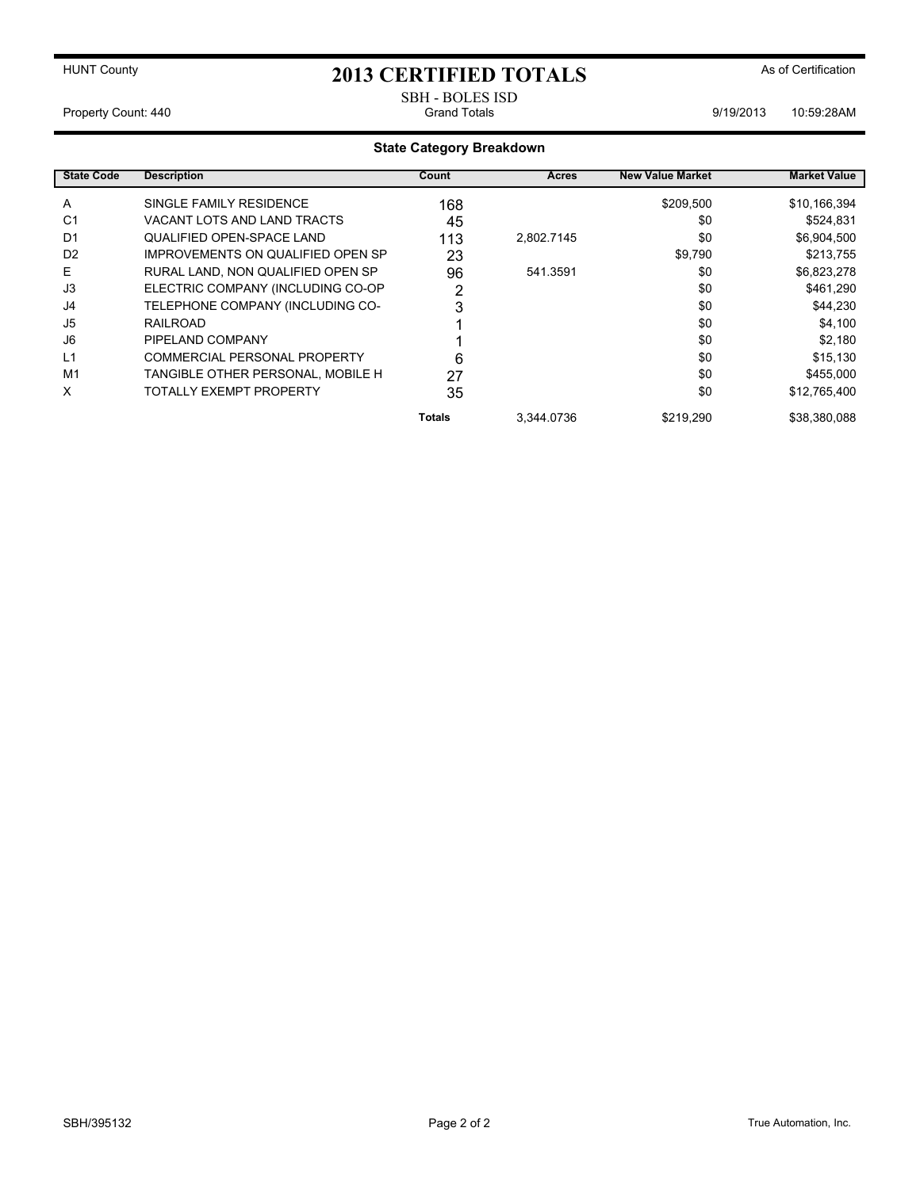HUNT County

# 2013 CERTIFIED TOTALS

As of Certification

SBH - BOLES ISD

Property Count: 440 — Grand Totals — 9/19/2013 10:59:28AM

## State Category Breakdown

| State Code | Description | Count | Acres | New Value Market | Market Value |
|---|---|---|---|---|---|
| A | SINGLE FAMILY RESIDENCE | 168 | | $209,500 | $10,166,394 |
| C1 | VACANT LOTS AND LAND TRACTS | 45 | | $0 | $524,831 |
| D1 | QUALIFIED OPEN-SPACE LAND | 113 | 2,802.7145 | $0 | $6,904,500 |
| D2 | IMPROVEMENTS ON QUALIFIED OPEN SP | 23 | | $9,790 | $213,755 |
| E | RURAL LAND, NON QUALIFIED OPEN SP | 96 | 541.3591 | $0 | $6,823,278 |
| J3 | ELECTRIC COMPANY (INCLUDING CO-OP | 2 | | $0 | $461,290 |
| J4 | TELEPHONE COMPANY (INCLUDING CO- | 3 | | $0 | $44,230 |
| J5 | RAILROAD | 1 | | $0 | $4,100 |
| J6 | PIPELAND COMPANY | 1 | | $0 | $2,180 |
| L1 | COMMERCIAL PERSONAL PROPERTY | 6 | | $0 | $15,130 |
| M1 | TANGIBLE OTHER PERSONAL, MOBILE H | 27 | | $0 | $455,000 |
| X | TOTALLY EXEMPT PROPERTY | 35 | | $0 | $12,765,400 |
| | | **Totals** | 3,344.0736 | $219,290 | $38,380,088 |

SBH/395132

True Automation, Inc.